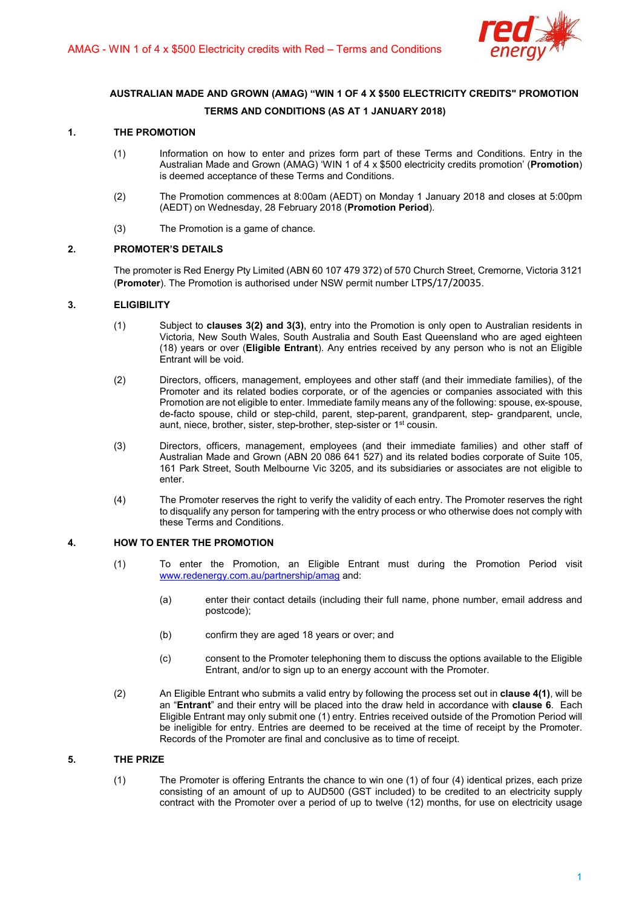# AUSTRALIAN MADE AND GROWN (AMAG) "WIN 1 OF 4 X $500 ELECTRICITY CREDITS" PROMOTION

## TERMS AND CONDITIONS (AS AT 1 JANUARY 2018)

### 1. THE PROMOTION

(1) Information on how to enter and prizes form part of these Terms and Conditions. Entry in the Australian Made and Grown (AMAG) 'WIN 1 of 4 x $500 electricity credits promotion' (**Promotion**) is deemed acceptance of these Terms and Conditions.

(2) The Promotion commences at 8:00am (AEDT) on Monday 1 January 2018 and closes at 5:00pm (AEDT) on Wednesday, 28 February 2018 (**Promotion Period**).

(3) The Promotion is a game of chance.

### 2. PROMOTER'S DETAILS

The promoter is Red Energy Pty Limited (ABN 60 107 479 372) of 570 Church Street, Cremorne, Victoria 3121 (**Promoter**). The Promotion is authorised under NSW permit number LTPS/17/20035.

### 3. ELIGIBILITY

(1) Subject to **clauses 3(2) and 3(3)**, entry into the Promotion is only open to Australian residents in Victoria, New South Wales, South Australia and South East Queensland who are aged eighteen (18) years or over (**Eligible Entrant**). Any entries received by any person who is not an Eligible Entrant will be void.

(2) Directors, officers, management, employees and other staff (and their immediate families), of the Promoter and its related bodies corporate, or of the agencies or companies associated with this Promotion are not eligible to enter. Immediate family means any of the following: spouse, ex-spouse, de-facto spouse, child or step-child, parent, step-parent, grandparent, step- grandparent, uncle, aunt, niece, brother, sister, step-brother, step-sister or 1st cousin.

(3) Directors, officers, management, employees (and their immediate families) and other staff of Australian Made and Grown (ABN 20 086 641 527) and its related bodies corporate of Suite 105, 161 Park Street, South Melbourne Vic 3205, and its subsidiaries or associates are not eligible to enter.

(4) The Promoter reserves the right to verify the validity of each entry. The Promoter reserves the right to disqualify any person for tampering with the entry process or who otherwise does not comply with these Terms and Conditions.

### 4. HOW TO ENTER THE PROMOTION

(1) To enter the Promotion, an Eligible Entrant must during the Promotion Period visit www.redenergy.com.au/partnership/amag and:

(a) enter their contact details (including their full name, phone number, email address and postcode);

(b) confirm they are aged 18 years or over; and

(c) consent to the Promoter telephoning them to discuss the options available to the Eligible Entrant, and/or to sign up to an energy account with the Promoter.

(2) An Eligible Entrant who submits a valid entry by following the process set out in **clause 4(1)**, will be an "**Entrant**" and their entry will be placed into the draw held in accordance with **clause 6**. Each Eligible Entrant may only submit one (1) entry. Entries received outside of the Promotion Period will be ineligible for entry. Entries are deemed to be received at the time of receipt by the Promoter. Records of the Promoter are final and conclusive as to time of receipt.

### 5. THE PRIZE

(1) The Promoter is offering Entrants the chance to win one (1) of four (4) identical prizes, each prize consisting of an amount of up to AUD500 (GST included) to be credited to an electricity supply contract with the Promoter over a period of up to twelve (12) months, for use on electricity usage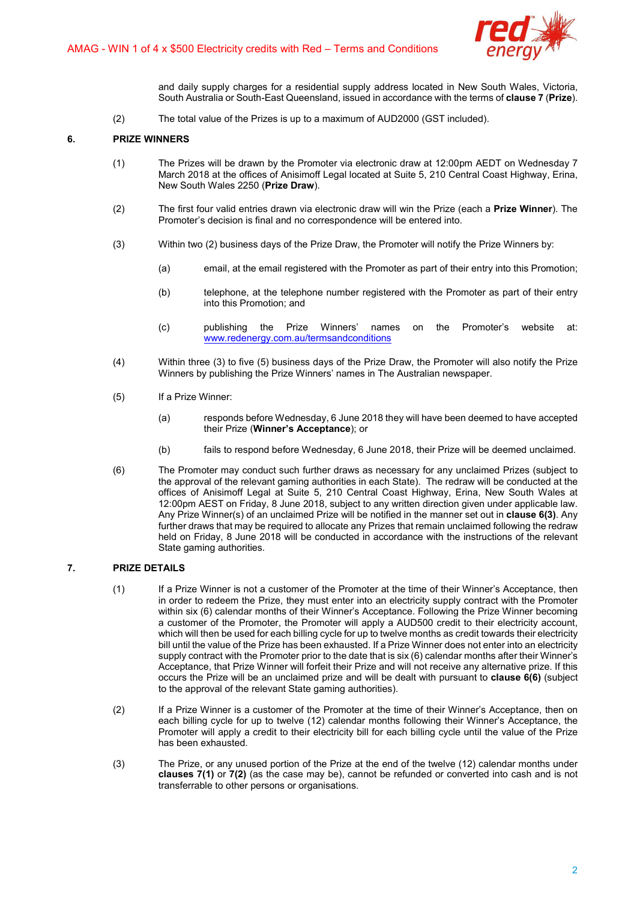and daily supply charges for a residential supply address located in New South Wales, Victoria, South Australia or South-East Queensland, issued in accordance with the terms of **clause 7** (**Prize**).

(2) The total value of the Prizes is up to a maximum of AUD2000 (GST included).

## 6. PRIZE WINNERS

(1) The Prizes will be drawn by the Promoter via electronic draw at 12:00pm AEDT on Wednesday 7 March 2018 at the offices of Anisimoff Legal located at Suite 5, 210 Central Coast Highway, Erina, New South Wales 2250 (**Prize Draw**).

(2) The first four valid entries drawn via electronic draw will win the Prize (each a **Prize Winner**). The Promoter's decision is final and no correspondence will be entered into.

(3) Within two (2) business days of the Prize Draw, the Promoter will notify the Prize Winners by:

(a) email, at the email registered with the Promoter as part of their entry into this Promotion;

(b) telephone, at the telephone number registered with the Promoter as part of their entry into this Promotion; and

(c) publishing the Prize Winners' names on the Promoter's website at: www.redenergy.com.au/termsandconditions

(4) Within three (3) to five (5) business days of the Prize Draw, the Promoter will also notify the Prize Winners by publishing the Prize Winners' names in The Australian newspaper.

(5) If a Prize Winner:

(a) responds before Wednesday, 6 June 2018 they will have been deemed to have accepted their Prize (**Winner's Acceptance**); or

(b) fails to respond before Wednesday, 6 June 2018, their Prize will be deemed unclaimed.

(6) The Promoter may conduct such further draws as necessary for any unclaimed Prizes (subject to the approval of the relevant gaming authorities in each State). The redraw will be conducted at the offices of Anisimoff Legal at Suite 5, 210 Central Coast Highway, Erina, New South Wales at 12:00pm AEST on Friday, 8 June 2018, subject to any written direction given under applicable law. Any Prize Winner(s) of an unclaimed Prize will be notified in the manner set out in **clause 6(3)**. Any further draws that may be required to allocate any Prizes that remain unclaimed following the redraw held on Friday, 8 June 2018 will be conducted in accordance with the instructions of the relevant State gaming authorities.

## 7. PRIZE DETAILS

(1) If a Prize Winner is not a customer of the Promoter at the time of their Winner's Acceptance, then in order to redeem the Prize, they must enter into an electricity supply contract with the Promoter within six (6) calendar months of their Winner's Acceptance. Following the Prize Winner becoming a customer of the Promoter, the Promoter will apply a AUD500 credit to their electricity account, which will then be used for each billing cycle for up to twelve months as credit towards their electricity bill until the value of the Prize has been exhausted. If a Prize Winner does not enter into an electricity supply contract with the Promoter prior to the date that is six (6) calendar months after their Winner's Acceptance, that Prize Winner will forfeit their Prize and will not receive any alternative prize. If this occurs the Prize will be an unclaimed prize and will be dealt with pursuant to **clause 6(6)** (subject to the approval of the relevant State gaming authorities).

(2) If a Prize Winner is a customer of the Promoter at the time of their Winner's Acceptance, then on each billing cycle for up to twelve (12) calendar months following their Winner's Acceptance, the Promoter will apply a credit to their electricity bill for each billing cycle until the value of the Prize has been exhausted.

(3) The Prize, or any unused portion of the Prize at the end of the twelve (12) calendar months under **clauses 7(1)** or **7(2)** (as the case may be), cannot be refunded or converted into cash and is not transferrable to other persons or organisations.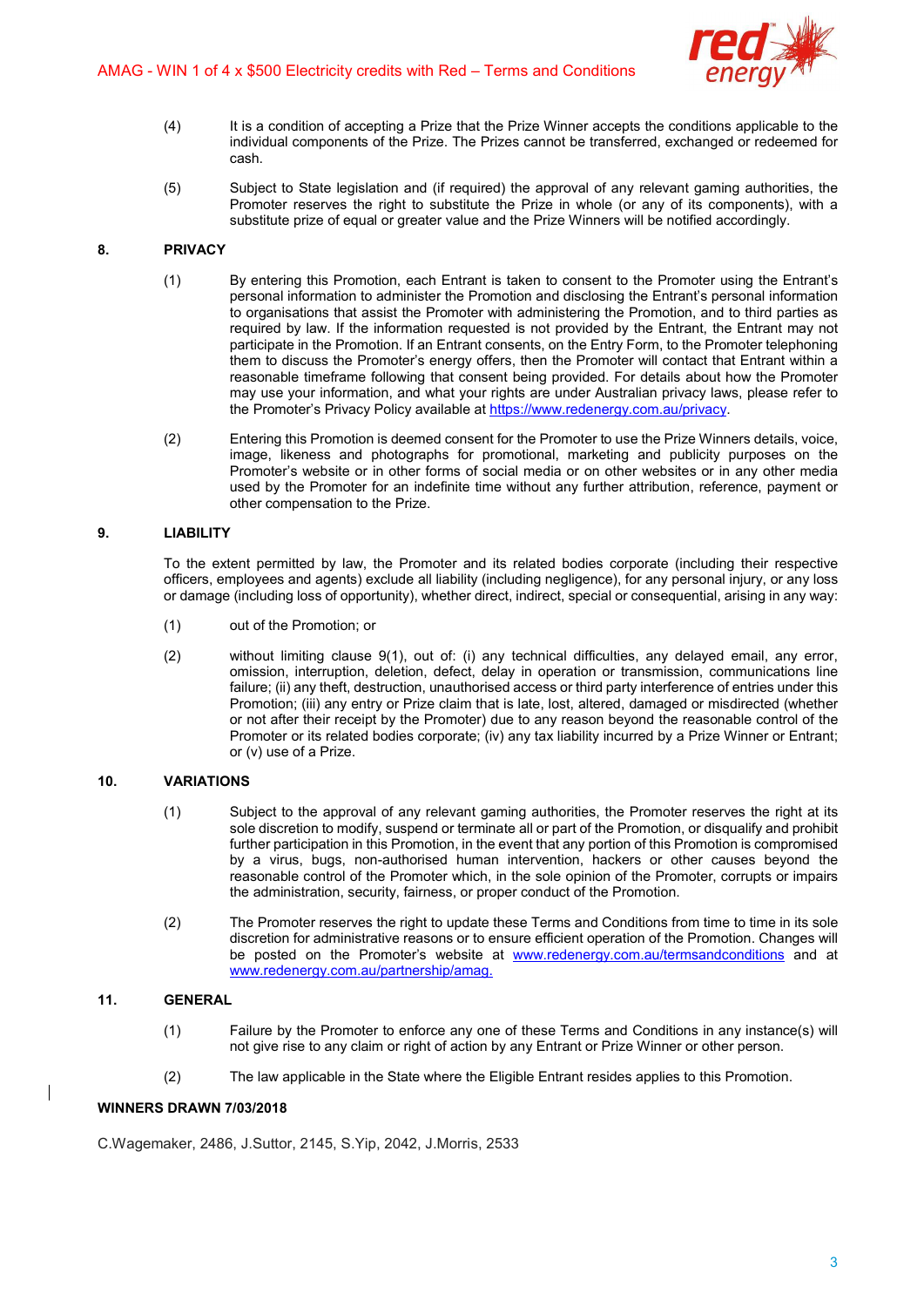(4) It is a condition of accepting a Prize that the Prize Winner accepts the conditions applicable to the individual components of the Prize. The Prizes cannot be transferred, exchanged or redeemed for cash.

(5) Subject to State legislation and (if required) the approval of any relevant gaming authorities, the Promoter reserves the right to substitute the Prize in whole (or any of its components), with a substitute prize of equal or greater value and the Prize Winners will be notified accordingly.

## 8. PRIVACY

(1) By entering this Promotion, each Entrant is taken to consent to the Promoter using the Entrant's personal information to administer the Promotion and disclosing the Entrant's personal information to organisations that assist the Promoter with administering the Promotion, and to third parties as required by law. If the information requested is not provided by the Entrant, the Entrant may not participate in the Promotion. If an Entrant consents, on the Entry Form, to the Promoter telephoning them to discuss the Promoter's energy offers, then the Promoter will contact that Entrant within a reasonable timeframe following that consent being provided. For details about how the Promoter may use your information, and what your rights are under Australian privacy laws, please refer to the Promoter's Privacy Policy available at https://www.redenergy.com.au/privacy.

(2) Entering this Promotion is deemed consent for the Promoter to use the Prize Winners details, voice, image, likeness and photographs for promotional, marketing and publicity purposes on the Promoter's website or in other forms of social media or on other websites or in any other media used by the Promoter for an indefinite time without any further attribution, reference, payment or other compensation to the Prize.

## 9. LIABILITY

To the extent permitted by law, the Promoter and its related bodies corporate (including their respective officers, employees and agents) exclude all liability (including negligence), for any personal injury, or any loss or damage (including loss of opportunity), whether direct, indirect, special or consequential, arising in any way:

(1) out of the Promotion; or

(2) without limiting clause 9(1), out of: (i) any technical difficulties, any delayed email, any error, omission, interruption, deletion, defect, delay in operation or transmission, communications line failure; (ii) any theft, destruction, unauthorised access or third party interference of entries under this Promotion; (iii) any entry or Prize claim that is late, lost, altered, damaged or misdirected (whether or not after their receipt by the Promoter) due to any reason beyond the reasonable control of the Promoter or its related bodies corporate; (iv) any tax liability incurred by a Prize Winner or Entrant; or (v) use of a Prize.

## 10. VARIATIONS

(1) Subject to the approval of any relevant gaming authorities, the Promoter reserves the right at its sole discretion to modify, suspend or terminate all or part of the Promotion, or disqualify and prohibit further participation in this Promotion, in the event that any portion of this Promotion is compromised by a virus, bugs, non-authorised human intervention, hackers or other causes beyond the reasonable control of the Promoter which, in the sole opinion of the Promoter, corrupts or impairs the administration, security, fairness, or proper conduct of the Promotion.

(2) The Promoter reserves the right to update these Terms and Conditions from time to time in its sole discretion for administrative reasons or to ensure efficient operation of the Promotion. Changes will be posted on the Promoter's website at www.redenergy.com.au/termsandconditions and at www.redenergy.com.au/partnership/amag.

## 11. GENERAL

(1) Failure by the Promoter to enforce any one of these Terms and Conditions in any instance(s) will not give rise to any claim or right of action by any Entrant or Prize Winner or other person.

(2) The law applicable in the State where the Eligible Entrant resides applies to this Promotion.

**WINNERS DRAWN 7/03/2018**

C.Wagemaker, 2486, J.Suttor, 2145, S.Yip, 2042, J.Morris, 2533